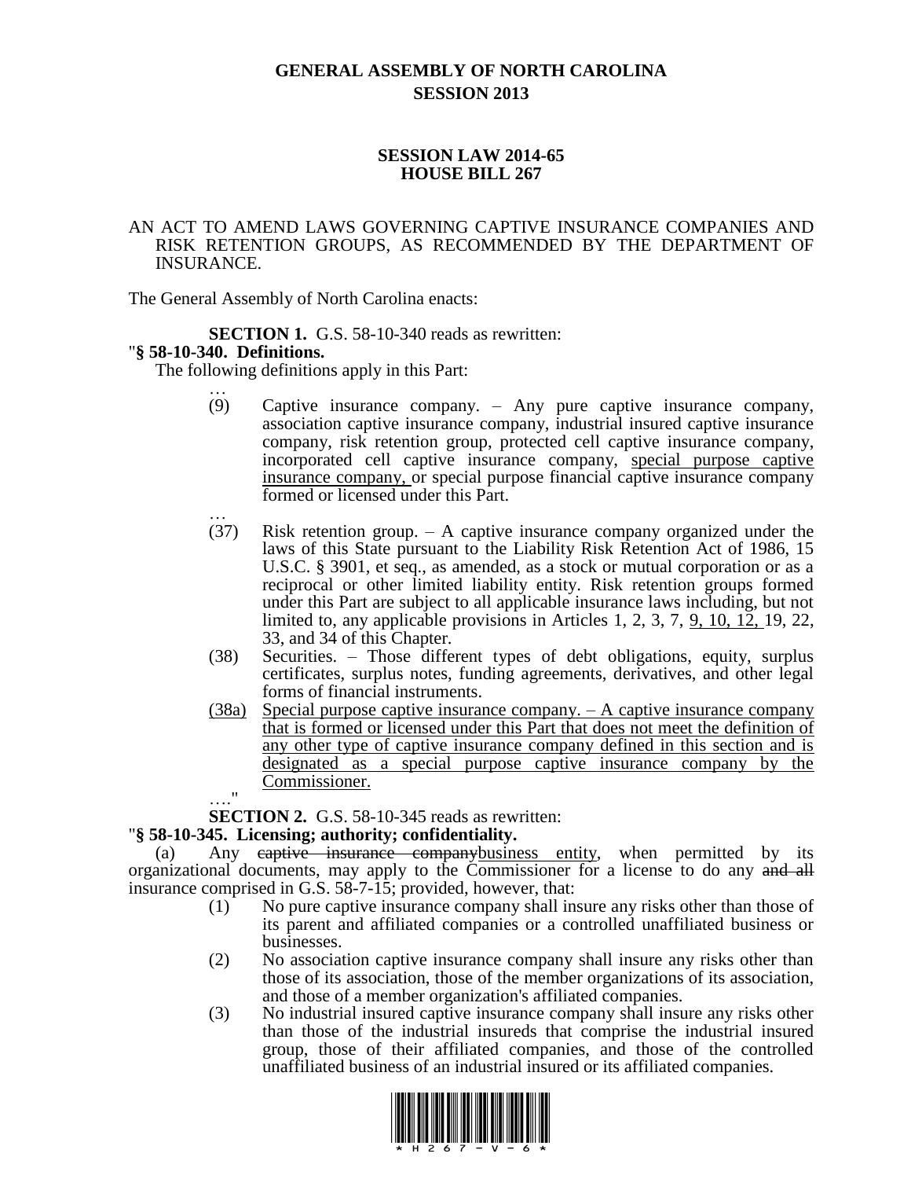# GENERAL ASSEMBLY OF NORTH CAROLINA
# SESSION 2013

## SESSION LAW 2014-65
## HOUSE BILL 267

AN ACT TO AMEND LAWS GOVERNING CAPTIVE INSURANCE COMPANIES AND RISK RETENTION GROUPS, AS RECOMMENDED BY THE DEPARTMENT OF INSURANCE.

The General Assembly of North Carolina enacts:

**SECTION 1.** G.S. 58-10-340 reads as rewritten:

"**§ 58-10-340. Definitions.**

The following definitions apply in this Part:

…

(9) Captive insurance company. – Any pure captive insurance company, association captive insurance company, industrial insured captive insurance company, risk retention group, protected cell captive insurance company, incorporated cell captive insurance company, special purpose captive insurance company, or special purpose financial captive insurance company formed or licensed under this Part.

…

(37) Risk retention group. – A captive insurance company organized under the laws of this State pursuant to the Liability Risk Retention Act of 1986, 15 U.S.C. § 3901, et seq., as amended, as a stock or mutual corporation or as a reciprocal or other limited liability entity. Risk retention groups formed under this Part are subject to all applicable insurance laws including, but not limited to, any applicable provisions in Articles 1, 2, 3, 7, 9, 10, 12, 19, 22, 33, and 34 of this Chapter.

(38) Securities. – Those different types of debt obligations, equity, surplus certificates, surplus notes, funding agreements, derivatives, and other legal forms of financial instruments.

(38a) Special purpose captive insurance company. – A captive insurance company that is formed or licensed under this Part that does not meet the definition of any other type of captive insurance company defined in this section and is designated as a special purpose captive insurance company by the Commissioner.

…."

**SECTION 2.** G.S. 58-10-345 reads as rewritten:

"**§ 58-10-345. Licensing; authority; confidentiality.**

(a) Any ~~captive insurance company~~business entity, when permitted by its organizational documents, may apply to the Commissioner for a license to do any ~~and all~~ insurance comprised in G.S. 58-7-15; provided, however, that:

(1) No pure captive insurance company shall insure any risks other than those of its parent and affiliated companies or a controlled unaffiliated business or businesses.

(2) No association captive insurance company shall insure any risks other than those of its association, those of the member organizations of its association, and those of a member organization's affiliated companies.

(3) No industrial insured captive insurance company shall insure any risks other than those of the industrial insureds that comprise the industrial insured group, those of their affiliated companies, and those of the controlled unaffiliated business of an industrial insured or its affiliated companies.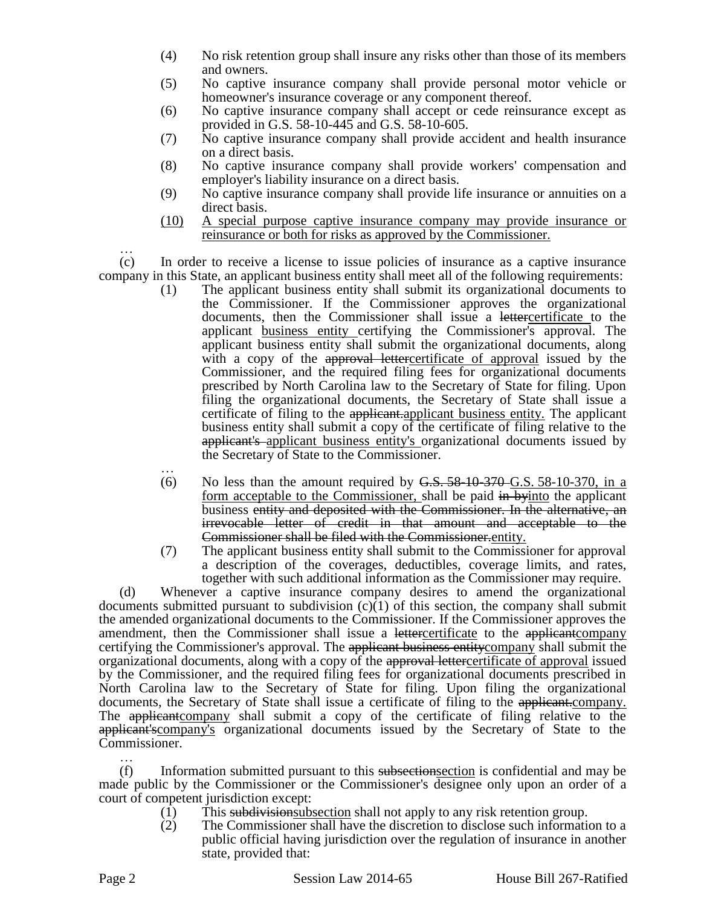(4) No risk retention group shall insure any risks other than those of its members and owners.

(5) No captive insurance company shall provide personal motor vehicle or homeowner's insurance coverage or any component thereof.

(6) No captive insurance company shall accept or cede reinsurance except as provided in G.S. 58-10-445 and G.S. 58-10-605.

(7) No captive insurance company shall provide accident and health insurance on a direct basis.

(8) No captive insurance company shall provide workers' compensation and employer's liability insurance on a direct basis.

(9) No captive insurance company shall provide life insurance or annuities on a direct basis.

<u>(10) A special purpose captive insurance company may provide insurance or reinsurance or both for risks as approved by the Commissioner.</u>

…

(c) In order to receive a license to issue policies of insurance as a captive insurance company in this State, an applicant business entity shall meet all of the following requirements:

(1) The applicant business entity shall submit its organizational documents to the Commissioner. If the Commissioner approves the organizational documents, then the Commissioner shall issue a ~~letter~~<u>certificate</u> to the applicant <u>business entity</u> certifying the Commissioner's approval. The applicant business entity shall submit the organizational documents, along with a copy of the ~~approval letter~~<u>certificate of approval</u> issued by the Commissioner, and the required filing fees for organizational documents prescribed by North Carolina law to the Secretary of State for filing. Upon filing the organizational documents, the Secretary of State shall issue a certificate of filing to the ~~applicant.~~<u>applicant business entity.</u> The applicant business entity shall submit a copy of the certificate of filing relative to the ~~applicant's~~ <u>applicant business entity's</u> organizational documents issued by the Secretary of State to the Commissioner.

…

(6) No less than the amount required by ~~G.S. 58-10-370~~ <u>G.S. 58-10-370, in a form acceptable to the Commissioner,</u> shall be paid ~~in by~~<u>into</u> the applicant business ~~entity and deposited with the Commissioner. In the alternative, an irrevocable letter of credit in that amount and acceptable to the Commissioner shall be filed with the Commissioner.~~<u>entity.</u>

(7) The applicant business entity shall submit to the Commissioner for approval a description of the coverages, deductibles, coverage limits, and rates, together with such additional information as the Commissioner may require.

(d) Whenever a captive insurance company desires to amend the organizational documents submitted pursuant to subdivision (c)(1) of this section, the company shall submit the amended organizational documents to the Commissioner. If the Commissioner approves the amendment, then the Commissioner shall issue a ~~letter~~<u>certificate</u> to the ~~applicant~~<u>company</u> certifying the Commissioner's approval. The ~~applicant business entity~~<u>company</u> shall submit the organizational documents, along with a copy of the ~~approval letter~~<u>certificate of approval</u> issued by the Commissioner, and the required filing fees for organizational documents prescribed in North Carolina law to the Secretary of State for filing. Upon filing the organizational documents, the Secretary of State shall issue a certificate of filing to the ~~applicant.~~<u>company.</u> The ~~applicant~~<u>company</u> shall submit a copy of the certificate of filing relative to the ~~applicant's~~<u>company's</u> organizational documents issued by the Secretary of State to the Commissioner.

…

(f) Information submitted pursuant to this ~~subsection~~<u>section</u> is confidential and may be made public by the Commissioner or the Commissioner's designee only upon an order of a court of competent jurisdiction except:

(1) This ~~subdivision~~<u>subsection</u> shall not apply to any risk retention group.

(2) The Commissioner shall have the discretion to disclose such information to a public official having jurisdiction over the regulation of insurance in another state, provided that: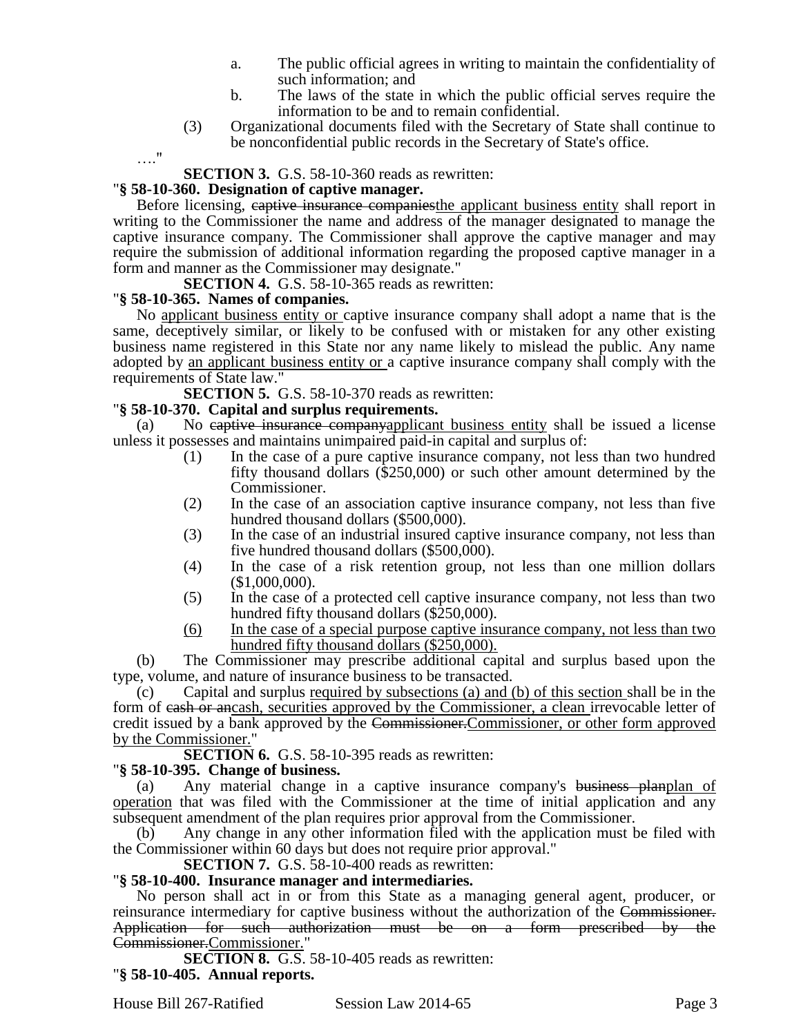a. The public official agrees in writing to maintain the confidentiality of such information; and
b. The laws of the state in which the public official serves require the information to be and to remain confidential.

(3) Organizational documents filed with the Secretary of State shall continue to be nonconfidential public records in the Secretary of State's office.

…."

**SECTION 3.** G.S. 58-10-360 reads as rewritten:

"**§ 58-10-360. Designation of captive manager.**

Before licensing, ~~captive insurance companies~~<u>the applicant business entity</u> shall report in writing to the Commissioner the name and address of the manager designated to manage the captive insurance company. The Commissioner shall approve the captive manager and may require the submission of additional information regarding the proposed captive manager in a form and manner as the Commissioner may designate."

**SECTION 4.** G.S. 58-10-365 reads as rewritten:

"**§ 58-10-365. Names of companies.**

No <u>applicant business entity or</u> captive insurance company shall adopt a name that is the same, deceptively similar, or likely to be confused with or mistaken for any other existing business name registered in this State nor any name likely to mislead the public. Any name adopted by <u>an applicant business entity or</u> a captive insurance company shall comply with the requirements of State law."

**SECTION 5.** G.S. 58-10-370 reads as rewritten:

"**§ 58-10-370. Capital and surplus requirements.**

(a) No ~~captive insurance company~~<u>applicant business entity</u> shall be issued a license unless it possesses and maintains unimpaired paid-in capital and surplus of:

(1) In the case of a pure captive insurance company, not less than two hundred fifty thousand dollars ($250,000) or such other amount determined by the Commissioner.
(2) In the case of an association captive insurance company, not less than five hundred thousand dollars ($500,000).
(3) In the case of an industrial insured captive insurance company, not less than five hundred thousand dollars ($500,000).
(4) In the case of a risk retention group, not less than one million dollars ($1,000,000).
(5) In the case of a protected cell captive insurance company, not less than two hundred fifty thousand dollars ($250,000).
<u>(6) In the case of a special purpose captive insurance company, not less than two hundred fifty thousand dollars ($250,000).</u>

(b) The Commissioner may prescribe additional capital and surplus based upon the type, volume, and nature of insurance business to be transacted.

(c) Capital and surplus <u>required by subsections (a) and (b) of this section</u> shall be in the form of ~~cash or an~~<u>cash, securities approved by the Commissioner, a clean</u> irrevocable letter of credit issued by a bank approved by the ~~Commissioner.~~<u>Commissioner, or other form approved by the Commissioner.</u>"

**SECTION 6.** G.S. 58-10-395 reads as rewritten:

"**§ 58-10-395. Change of business.**

(a) Any material change in a captive insurance company's ~~business plan~~<u>plan of operation</u> that was filed with the Commissioner at the time of initial application and any subsequent amendment of the plan requires prior approval from the Commissioner.

(b) Any change in any other information filed with the application must be filed with the Commissioner within 60 days but does not require prior approval."

**SECTION 7.** G.S. 58-10-400 reads as rewritten:

"**§ 58-10-400. Insurance manager and intermediaries.**

No person shall act in or from this State as a managing general agent, producer, or reinsurance intermediary for captive business without the authorization of the ~~Commissioner. Application for such authorization must be on a form prescribed by the Commissioner.~~<u>Commissioner.</u>"

**SECTION 8.** G.S. 58-10-405 reads as rewritten:

"**§ 58-10-405. Annual reports.**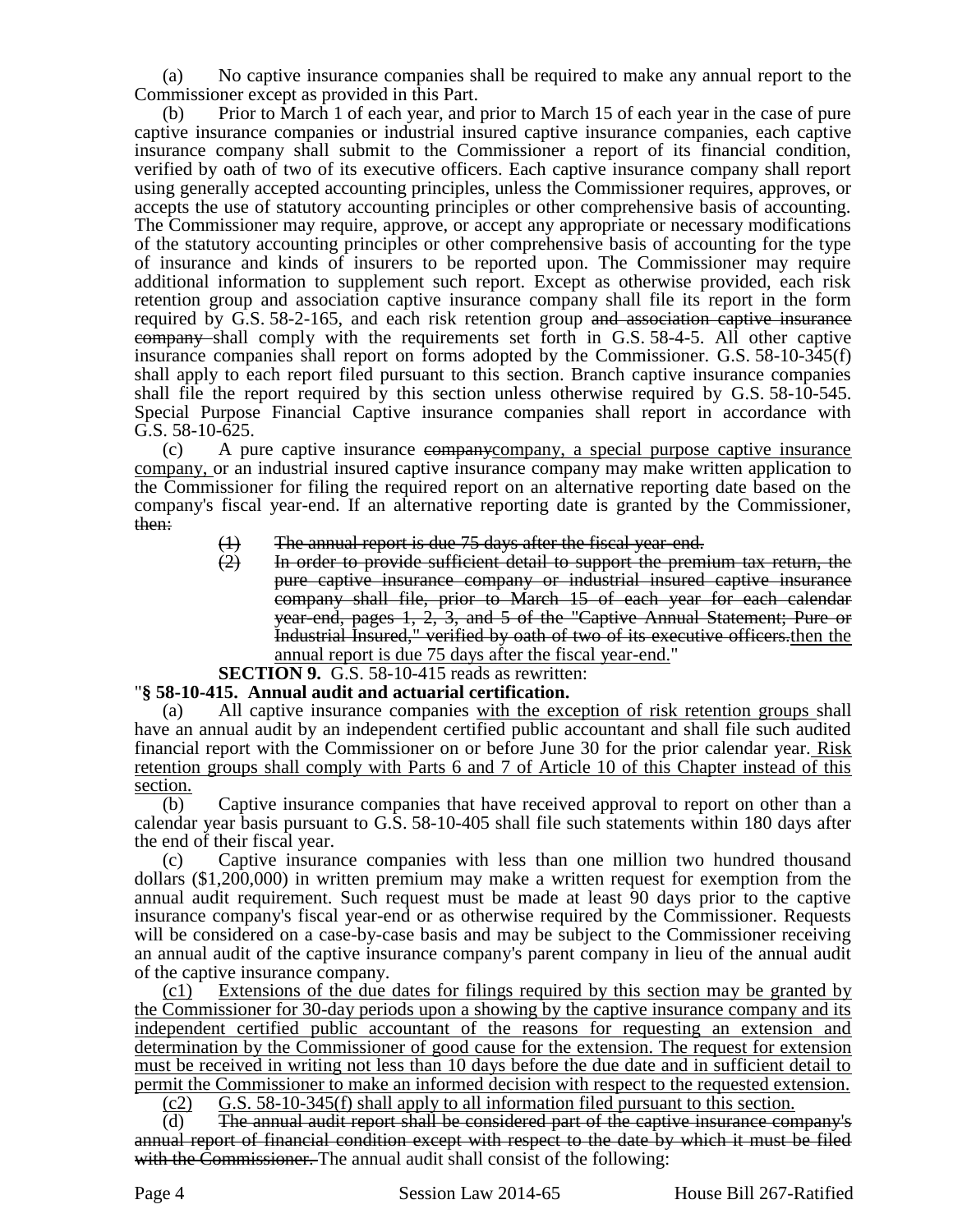(a) No captive insurance companies shall be required to make any annual report to the Commissioner except as provided in this Part.

(b) Prior to March 1 of each year, and prior to March 15 of each year in the case of pure captive insurance companies or industrial insured captive insurance companies, each captive insurance company shall submit to the Commissioner a report of its financial condition, verified by oath of two of its executive officers. Each captive insurance company shall report using generally accepted accounting principles, unless the Commissioner requires, approves, or accepts the use of statutory accounting principles or other comprehensive basis of accounting. The Commissioner may require, approve, or accept any appropriate or necessary modifications of the statutory accounting principles or other comprehensive basis of accounting for the type of insurance and kinds of insurers to be reported upon. The Commissioner may require additional information to supplement such report. Except as otherwise provided, each risk retention group and association captive insurance company shall file its report in the form required by G.S. 58-2-165, and each risk retention group ~~and association captive insurance company~~ shall comply with the requirements set forth in G.S. 58-4-5. All other captive insurance companies shall report on forms adopted by the Commissioner. G.S. 58-10-345(f) shall apply to each report filed pursuant to this section. Branch captive insurance companies shall file the report required by this section unless otherwise required by G.S. 58-10-545. Special Purpose Financial Captive insurance companies shall report in accordance with G.S. 58-10-625.

(c) A pure captive insurance ~~company~~<u>company, a special purpose captive insurance company,</u> or an industrial insured captive insurance company may make written application to the Commissioner for filing the required report on an alternative reporting date based on the company's fiscal year-end. If an alternative reporting date is granted by the Commissioner, ~~then:~~

> ~~(1) The annual report is due 75 days after the fiscal year-end.~~
>
> ~~(2) In order to provide sufficient detail to support the premium tax return, the pure captive insurance company or industrial insured captive insurance company shall file, prior to March 15 of each year for each calendar year-end, pages 1, 2, 3, and 5 of the "Captive Annual Statement; Pure or Industrial Insured," verified by oath of two of its executive officers.~~<u>then the annual report is due 75 days after the fiscal year-end.</u>"

**SECTION 9.** G.S. 58-10-415 reads as rewritten:

"**§ 58-10-415. Annual audit and actuarial certification.**

(a) All captive insurance companies <u>with the exception of risk retention groups</u> shall have an annual audit by an independent certified public accountant and shall file such audited financial report with the Commissioner on or before June 30 for the prior calendar year. <u>Risk retention groups shall comply with Parts 6 and 7 of Article 10 of this Chapter instead of this section.</u>

(b) Captive insurance companies that have received approval to report on other than a calendar year basis pursuant to G.S. 58-10-405 shall file such statements within 180 days after the end of their fiscal year.

(c) Captive insurance companies with less than one million two hundred thousand dollars ($1,200,000) in written premium may make a written request for exemption from the annual audit requirement. Such request must be made at least 90 days prior to the captive insurance company's fiscal year-end or as otherwise required by the Commissioner. Requests will be considered on a case-by-case basis and may be subject to the Commissioner receiving an annual audit of the captive insurance company's parent company in lieu of the annual audit of the captive insurance company.

<u>(c1) Extensions of the due dates for filings required by this section may be granted by the Commissioner for 30-day periods upon a showing by the captive insurance company and its independent certified public accountant of the reasons for requesting an extension and determination by the Commissioner of good cause for the extension. The request for extension must be received in writing not less than 10 days before the due date and in sufficient detail to permit the Commissioner to make an informed decision with respect to the requested extension.</u>

<u>(c2) G.S. 58-10-345(f) shall apply to all information filed pursuant to this section.</u>

(d) ~~The annual audit report shall be considered part of the captive insurance company's annual report of financial condition except with respect to the date by which it must be filed with the Commissioner.~~ The annual audit shall consist of the following: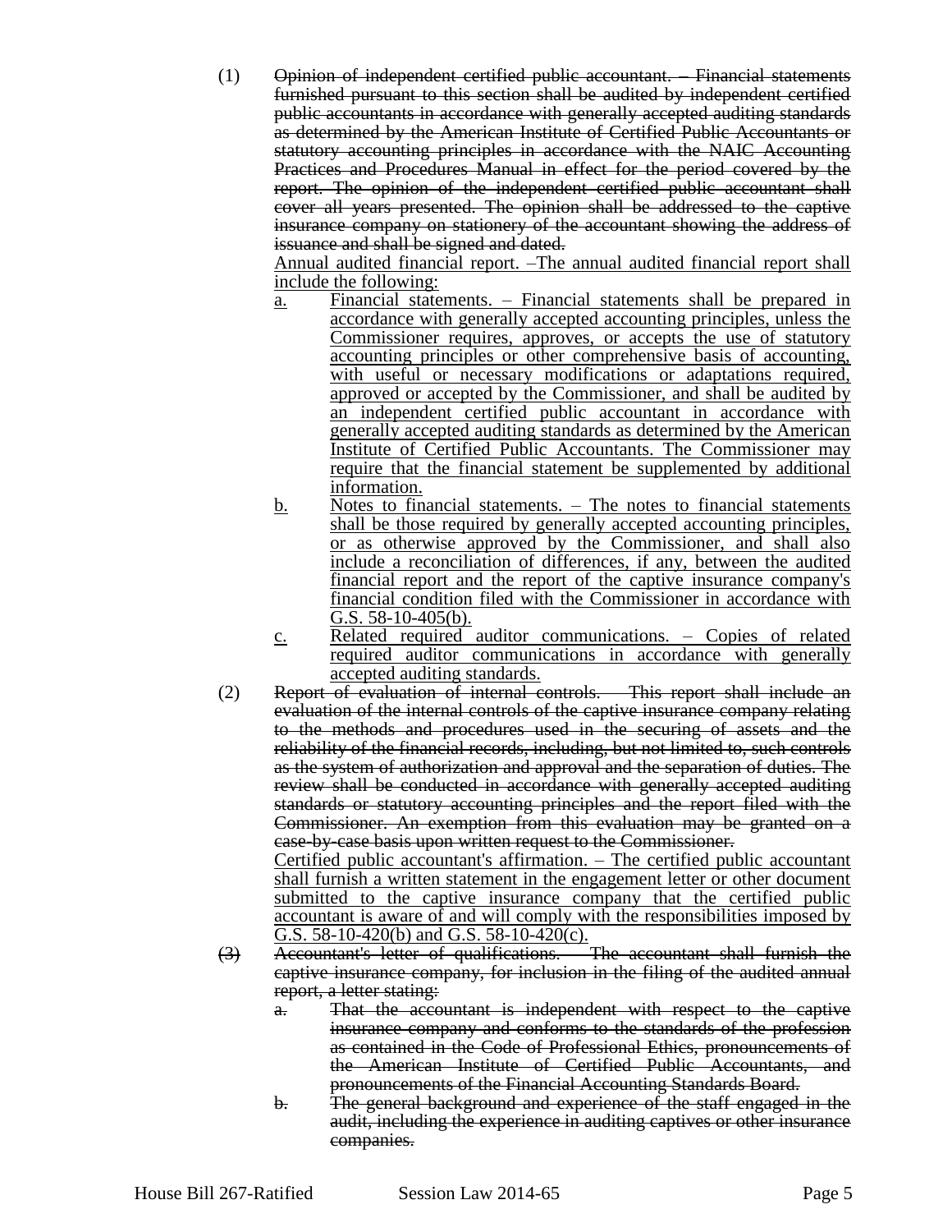(1) ~~Opinion of independent certified public accountant. – Financial statements furnished pursuant to this section shall be audited by independent certified public accountants in accordance with generally accepted auditing standards as determined by the American Institute of Certified Public Accountants or statutory accounting principles in accordance with the NAIC Accounting Practices and Procedures Manual in effect for the period covered by the report. The opinion of the independent certified public accountant shall cover all years presented. The opinion shall be addressed to the captive insurance company on stationery of the accountant showing the address of issuance and shall be signed and dated.~~

<u>Annual audited financial report. –The annual audited financial report shall include the following:</u>

- <u>a.</u> <u>Financial statements. – Financial statements shall be prepared in accordance with generally accepted accounting principles, unless the Commissioner requires, approves, or accepts the use of statutory accounting principles or other comprehensive basis of accounting, with useful or necessary modifications or adaptations required, approved or accepted by the Commissioner, and shall be audited by an independent certified public accountant in accordance with generally accepted auditing standards as determined by the American Institute of Certified Public Accountants. The Commissioner may require that the financial statement be supplemented by additional information.</u>
- <u>b.</u> <u>Notes to financial statements. – The notes to financial statements shall be those required by generally accepted accounting principles, or as otherwise approved by the Commissioner, and shall also include a reconciliation of differences, if any, between the audited financial report and the report of the captive insurance company's financial condition filed with the Commissioner in accordance with G.S. 58-10-405(b).</u>
- <u>c.</u> <u>Related required auditor communications. – Copies of related required auditor communications in accordance with generally accepted auditing standards.</u>

(2) ~~Report of evaluation of internal controls. – This report shall include an evaluation of the internal controls of the captive insurance company relating to the methods and procedures used in the securing of assets and the reliability of the financial records, including, but not limited to, such controls as the system of authorization and approval and the separation of duties. The review shall be conducted in accordance with generally accepted auditing standards or statutory accounting principles and the report filed with the Commissioner. An exemption from this evaluation may be granted on a case-by-case basis upon written request to the Commissioner.~~

<u>Certified public accountant's affirmation. – The certified public accountant shall furnish a written statement in the engagement letter or other document submitted to the captive insurance company that the certified public accountant is aware of and will comply with the responsibilities imposed by G.S. 58-10-420(b) and G.S. 58-10-420(c).</u>

~~(3) Accountant's letter of qualifications. – The accountant shall furnish the captive insurance company, for inclusion in the filing of the audited annual report, a letter stating:~~

- ~~a. That the accountant is independent with respect to the captive insurance company and conforms to the standards of the profession as contained in the Code of Professional Ethics, pronouncements of the American Institute of Certified Public Accountants, and pronouncements of the Financial Accounting Standards Board.~~
- ~~b. The general background and experience of the staff engaged in the audit, including the experience in auditing captives or other insurance companies.~~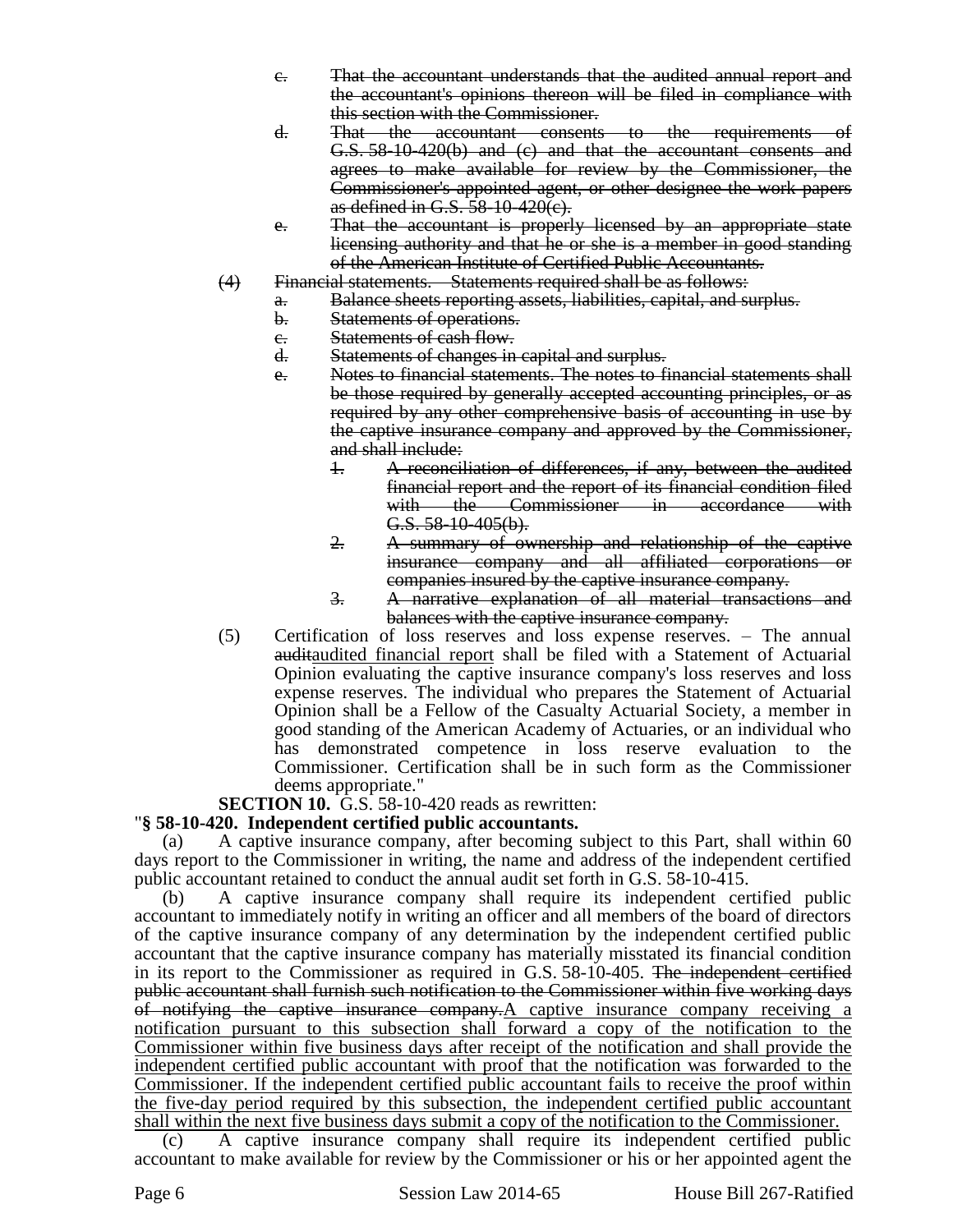c. ~~That the accountant understands that the audited annual report and the accountant's opinions thereon will be filed in compliance with this section with the Commissioner.~~

d. ~~That the accountant consents to the requirements of G.S. 58-10-420(b) and (c) and that the accountant consents and agrees to make available for review by the Commissioner, the Commissioner's appointed agent, or other designee the work papers as defined in G.S. 58-10-420(c).~~

e. ~~That the accountant is properly licensed by an appropriate state licensing authority and that he or she is a member in good standing of the American Institute of Certified Public Accountants.~~

(4) ~~Financial statements. – Statements required shall be as follows:~~

a. ~~Balance sheets reporting assets, liabilities, capital, and surplus.~~

b. ~~Statements of operations.~~

c. ~~Statements of cash flow.~~

d. ~~Statements of changes in capital and surplus.~~

e. ~~Notes to financial statements. The notes to financial statements shall be those required by generally accepted accounting principles, or as required by any other comprehensive basis of accounting in use by the captive insurance company and approved by the Commissioner, and shall include:~~

1. ~~A reconciliation of differences, if any, between the audited financial report and the report of its financial condition filed with the Commissioner in accordance with G.S. 58-10-405(b).~~

2. ~~A summary of ownership and relationship of the captive insurance company and all affiliated corporations or companies insured by the captive insurance company.~~

3. ~~A narrative explanation of all material transactions and balances with the captive insurance company.~~

(5) Certification of loss reserves and loss expense reserves. – The annual ~~audit~~<u>audited financial report</u> shall be filed with a Statement of Actuarial Opinion evaluating the captive insurance company's loss reserves and loss expense reserves. The individual who prepares the Statement of Actuarial Opinion shall be a Fellow of the Casualty Actuarial Society, a member in good standing of the American Academy of Actuaries, or an individual who has demonstrated competence in loss reserve evaluation to the Commissioner. Certification shall be in such form as the Commissioner deems appropriate."

**SECTION 10.** G.S. 58-10-420 reads as rewritten:

"**§ 58-10-420. Independent certified public accountants.**

(a) A captive insurance company, after becoming subject to this Part, shall within 60 days report to the Commissioner in writing, the name and address of the independent certified public accountant retained to conduct the annual audit set forth in G.S. 58-10-415.

(b) A captive insurance company shall require its independent certified public accountant to immediately notify in writing an officer and all members of the board of directors of the captive insurance company of any determination by the independent certified public accountant that the captive insurance company has materially misstated its financial condition in its report to the Commissioner as required in G.S. 58-10-405. ~~The independent certified public accountant shall furnish such notification to the Commissioner within five working days of notifying the captive insurance company.~~<u>A captive insurance company receiving a notification pursuant to this subsection shall forward a copy of the notification to the Commissioner within five business days after receipt of the notification and shall provide the independent certified public accountant with proof that the notification was forwarded to the Commissioner. If the independent certified public accountant fails to receive the proof within the five-day period required by this subsection, the independent certified public accountant shall within the next five business days submit a copy of the notification to the Commissioner.</u>

(c) A captive insurance company shall require its independent certified public accountant to make available for review by the Commissioner or his or her appointed agent the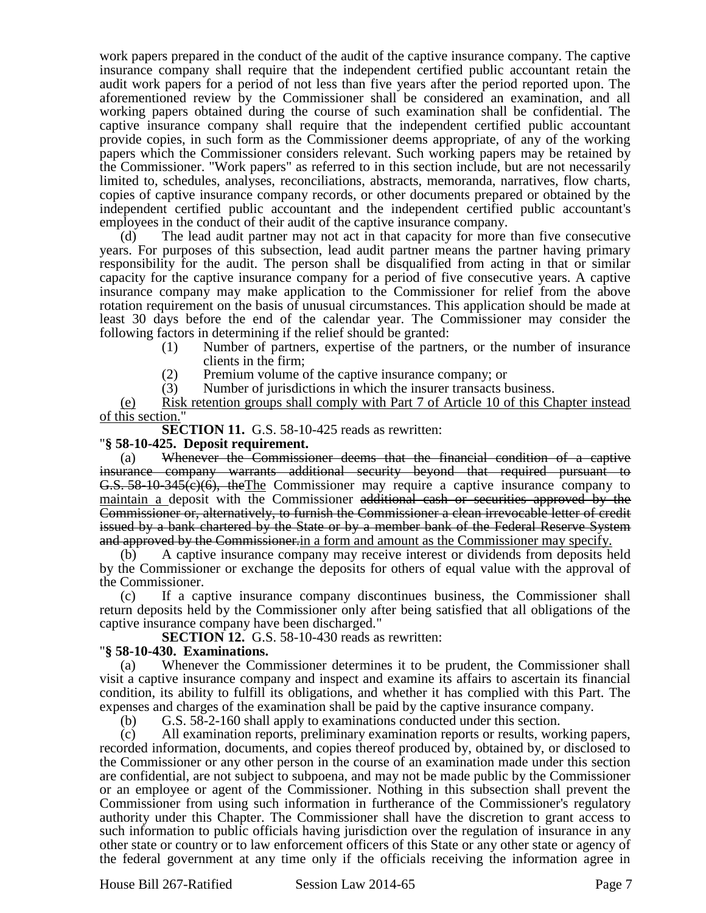work papers prepared in the conduct of the audit of the captive insurance company. The captive insurance company shall require that the independent certified public accountant retain the audit work papers for a period of not less than five years after the period reported upon. The aforementioned review by the Commissioner shall be considered an examination, and all working papers obtained during the course of such examination shall be confidential. The captive insurance company shall require that the independent certified public accountant provide copies, in such form as the Commissioner deems appropriate, of any of the working papers which the Commissioner considers relevant. Such working papers may be retained by the Commissioner. "Work papers" as referred to in this section include, but are not necessarily limited to, schedules, analyses, reconciliations, abstracts, memoranda, narratives, flow charts, copies of captive insurance company records, or other documents prepared or obtained by the independent certified public accountant and the independent certified public accountant's employees in the conduct of their audit of the captive insurance company.

(d) The lead audit partner may not act in that capacity for more than five consecutive years. For purposes of this subsection, lead audit partner means the partner having primary responsibility for the audit. The person shall be disqualified from acting in that or similar capacity for the captive insurance company for a period of five consecutive years. A captive insurance company may make application to the Commissioner for relief from the above rotation requirement on the basis of unusual circumstances. This application should be made at least 30 days before the end of the calendar year. The Commissioner may consider the following factors in determining if the relief should be granted:

(1) Number of partners, expertise of the partners, or the number of insurance clients in the firm;

(2) Premium volume of the captive insurance company; or

(3) Number of jurisdictions in which the insurer transacts business.

<u>(e) Risk retention groups shall comply with Part 7 of Article 10 of this Chapter instead of this section.</u>"

**SECTION 11.** G.S. 58-10-425 reads as rewritten:

"**§ 58-10-425. Deposit requirement.**

(a) ~~Whenever the Commissioner deems that the financial condition of a captive insurance company warrants additional security beyond that required pursuant to G.S. 58-10-345(c)(6), the~~<u>The</u> Commissioner may require a captive insurance company to <u>maintain a </u>deposit with the Commissioner ~~additional cash or securities approved by the Commissioner or, alternatively, to furnish the Commissioner a clean irrevocable letter of credit issued by a bank chartered by the State or by a member bank of the Federal Reserve System and approved by the Commissioner.~~<u>in a form and amount as the Commissioner may specify.</u>

(b) A captive insurance company may receive interest or dividends from deposits held by the Commissioner or exchange the deposits for others of equal value with the approval of the Commissioner.

(c) If a captive insurance company discontinues business, the Commissioner shall return deposits held by the Commissioner only after being satisfied that all obligations of the captive insurance company have been discharged."

**SECTION 12.** G.S. 58-10-430 reads as rewritten:

"**§ 58-10-430. Examinations.**

(a) Whenever the Commissioner determines it to be prudent, the Commissioner shall visit a captive insurance company and inspect and examine its affairs to ascertain its financial condition, its ability to fulfill its obligations, and whether it has complied with this Part. The expenses and charges of the examination shall be paid by the captive insurance company.

(b) G.S. 58-2-160 shall apply to examinations conducted under this section.

(c) All examination reports, preliminary examination reports or results, working papers, recorded information, documents, and copies thereof produced by, obtained by, or disclosed to the Commissioner or any other person in the course of an examination made under this section are confidential, are not subject to subpoena, and may not be made public by the Commissioner or an employee or agent of the Commissioner. Nothing in this subsection shall prevent the Commissioner from using such information in furtherance of the Commissioner's regulatory authority under this Chapter. The Commissioner shall have the discretion to grant access to such information to public officials having jurisdiction over the regulation of insurance in any other state or country or to law enforcement officers of this State or any other state or agency of the federal government at any time only if the officials receiving the information agree in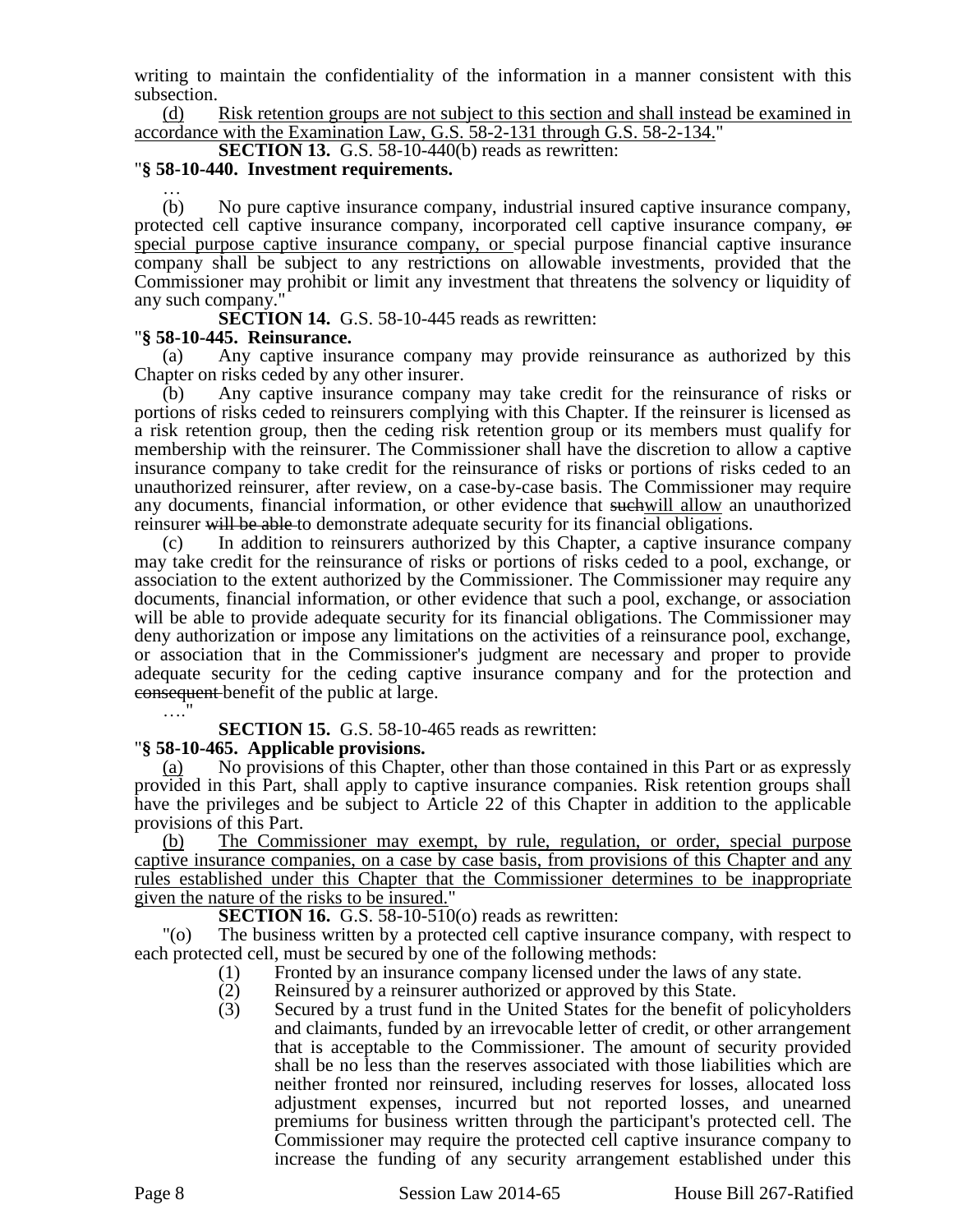writing to maintain the confidentiality of the information in a manner consistent with this subsection.

<u>(d) Risk retention groups are not subject to this section and shall instead be examined in accordance with the Examination Law, G.S. 58-2-131 through G.S. 58-2-134.</u>"

**SECTION 13.** G.S. 58-10-440(b) reads as rewritten:

"**§ 58-10-440. Investment requirements.**

…

(b) No pure captive insurance company, industrial insured captive insurance company, protected cell captive insurance company, incorporated cell captive insurance company, ~~or~~ <u>special purpose captive insurance company, or</u> special purpose financial captive insurance company shall be subject to any restrictions on allowable investments, provided that the Commissioner may prohibit or limit any investment that threatens the solvency or liquidity of any such company."

**SECTION 14.** G.S. 58-10-445 reads as rewritten:

"**§ 58-10-445. Reinsurance.**

(a) Any captive insurance company may provide reinsurance as authorized by this Chapter on risks ceded by any other insurer.

(b) Any captive insurance company may take credit for the reinsurance of risks or portions of risks ceded to reinsurers complying with this Chapter. If the reinsurer is licensed as a risk retention group, then the ceding risk retention group or its members must qualify for membership with the reinsurer. The Commissioner shall have the discretion to allow a captive insurance company to take credit for the reinsurance of risks or portions of risks ceded to an unauthorized reinsurer, after review, on a case-by-case basis. The Commissioner may require any documents, financial information, or other evidence that ~~such~~<u>will allow</u> an unauthorized reinsurer ~~will be able~~ to demonstrate adequate security for its financial obligations.

(c) In addition to reinsurers authorized by this Chapter, a captive insurance company may take credit for the reinsurance of risks or portions of risks ceded to a pool, exchange, or association to the extent authorized by the Commissioner. The Commissioner may require any documents, financial information, or other evidence that such a pool, exchange, or association will be able to provide adequate security for its financial obligations. The Commissioner may deny authorization or impose any limitations on the activities of a reinsurance pool, exchange, or association that in the Commissioner's judgment are necessary and proper to provide adequate security for the ceding captive insurance company and for the protection and ~~consequent~~ benefit of the public at large.

…."

**SECTION 15.** G.S. 58-10-465 reads as rewritten:

"**§ 58-10-465. Applicable provisions.**

<u>(a)</u> No provisions of this Chapter, other than those contained in this Part or as expressly provided in this Part, shall apply to captive insurance companies. Risk retention groups shall have the privileges and be subject to Article 22 of this Chapter in addition to the applicable provisions of this Part.

<u>(b) The Commissioner may exempt, by rule, regulation, or order, special purpose captive insurance companies, on a case by case basis, from provisions of this Chapter and any rules established under this Chapter that the Commissioner determines to be inappropriate given the nature of the risks to be insured.</u>"

**SECTION 16.** G.S. 58-10-510(o) reads as rewritten:

"(o) The business written by a protected cell captive insurance company, with respect to each protected cell, must be secured by one of the following methods:

(1) Fronted by an insurance company licensed under the laws of any state.

(2) Reinsured by a reinsurer authorized or approved by this State.

(3) Secured by a trust fund in the United States for the benefit of policyholders and claimants, funded by an irrevocable letter of credit, or other arrangement that is acceptable to the Commissioner. The amount of security provided shall be no less than the reserves associated with those liabilities which are neither fronted nor reinsured, including reserves for losses, allocated loss adjustment expenses, incurred but not reported losses, and unearned premiums for business written through the participant's protected cell. The Commissioner may require the protected cell captive insurance company to increase the funding of any security arrangement established under this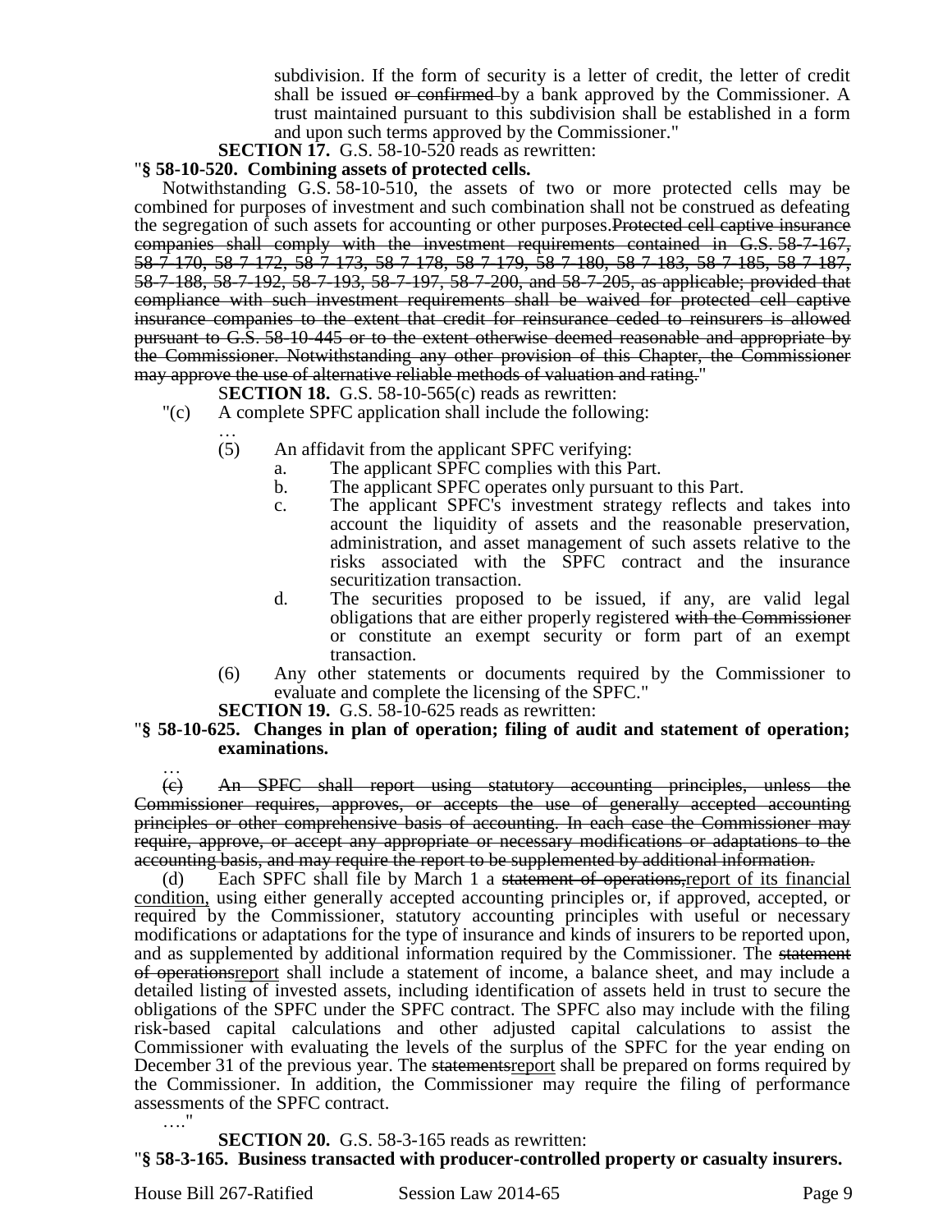subdivision. If the form of security is a letter of credit, the letter of credit shall be issued ~~or confirmed~~ by a bank approved by the Commissioner. A trust maintained pursuant to this subdivision shall be established in a form and upon such terms approved by the Commissioner."

**SECTION 17.** G.S. 58-10-520 reads as rewritten:

"**§ 58-10-520. Combining assets of protected cells.**

Notwithstanding G.S. 58-10-510, the assets of two or more protected cells may be combined for purposes of investment and such combination shall not be construed as defeating the segregation of such assets for accounting or other purposes.~~Protected cell captive insurance companies shall comply with the investment requirements contained in G.S. 58-7-167, 58-7-170, 58-7-172, 58-7-173, 58-7-178, 58-7-179, 58-7-180, 58-7-183, 58-7-185, 58-7-187, 58-7-188, 58-7-192, 58-7-193, 58-7-197, 58-7-200, and 58-7-205, as applicable; provided that compliance with such investment requirements shall be waived for protected cell captive insurance companies to the extent that credit for reinsurance ceded to reinsurers is allowed pursuant to G.S. 58-10-445 or to the extent otherwise deemed reasonable and appropriate by the Commissioner. Notwithstanding any other provision of this Chapter, the Commissioner may approve the use of alternative reliable methods of valuation and rating.~~"

**SECTION 18.** G.S. 58-10-565(c) reads as rewritten:

"(c) A complete SPFC application shall include the following:

…

(5) An affidavit from the applicant SPFC verifying:

a. The applicant SPFC complies with this Part.

b. The applicant SPFC operates only pursuant to this Part.

c. The applicant SPFC's investment strategy reflects and takes into account the liquidity of assets and the reasonable preservation, administration, and asset management of such assets relative to the risks associated with the SPFC contract and the insurance securitization transaction.

d. The securities proposed to be issued, if any, are valid legal obligations that are either properly registered ~~with the Commissioner~~ or constitute an exempt security or form part of an exempt transaction.

(6) Any other statements or documents required by the Commissioner to evaluate and complete the licensing of the SPFC."

**SECTION 19.** G.S. 58-10-625 reads as rewritten:

"**§ 58-10-625. Changes in plan of operation; filing of audit and statement of operation; examinations.**

…

~~(c) An SPFC shall report using statutory accounting principles, unless the Commissioner requires, approves, or accepts the use of generally accepted accounting principles or other comprehensive basis of accounting. In each case the Commissioner may require, approve, or accept any appropriate or necessary modifications or adaptations to the accounting basis, and may require the report to be supplemented by additional information.~~

(d) Each SPFC shall file by March 1 a ~~statement of operations,~~<u>report of its financial condition,</u> using either generally accepted accounting principles or, if approved, accepted, or required by the Commissioner, statutory accounting principles with useful or necessary modifications or adaptations for the type of insurance and kinds of insurers to be reported upon, and as supplemented by additional information required by the Commissioner. The ~~statement of operations~~<u>report</u> shall include a statement of income, a balance sheet, and may include a detailed listing of invested assets, including identification of assets held in trust to secure the obligations of the SPFC under the SPFC contract. The SPFC also may include with the filing risk-based capital calculations and other adjusted capital calculations to assist the Commissioner with evaluating the levels of the surplus of the SPFC for the year ending on December 31 of the previous year. The ~~statements~~<u>report</u> shall be prepared on forms required by the Commissioner. In addition, the Commissioner may require the filing of performance assessments of the SPFC contract.

…."

**SECTION 20.** G.S. 58-3-165 reads as rewritten:

"**§ 58-3-165. Business transacted with producer-controlled property or casualty insurers.**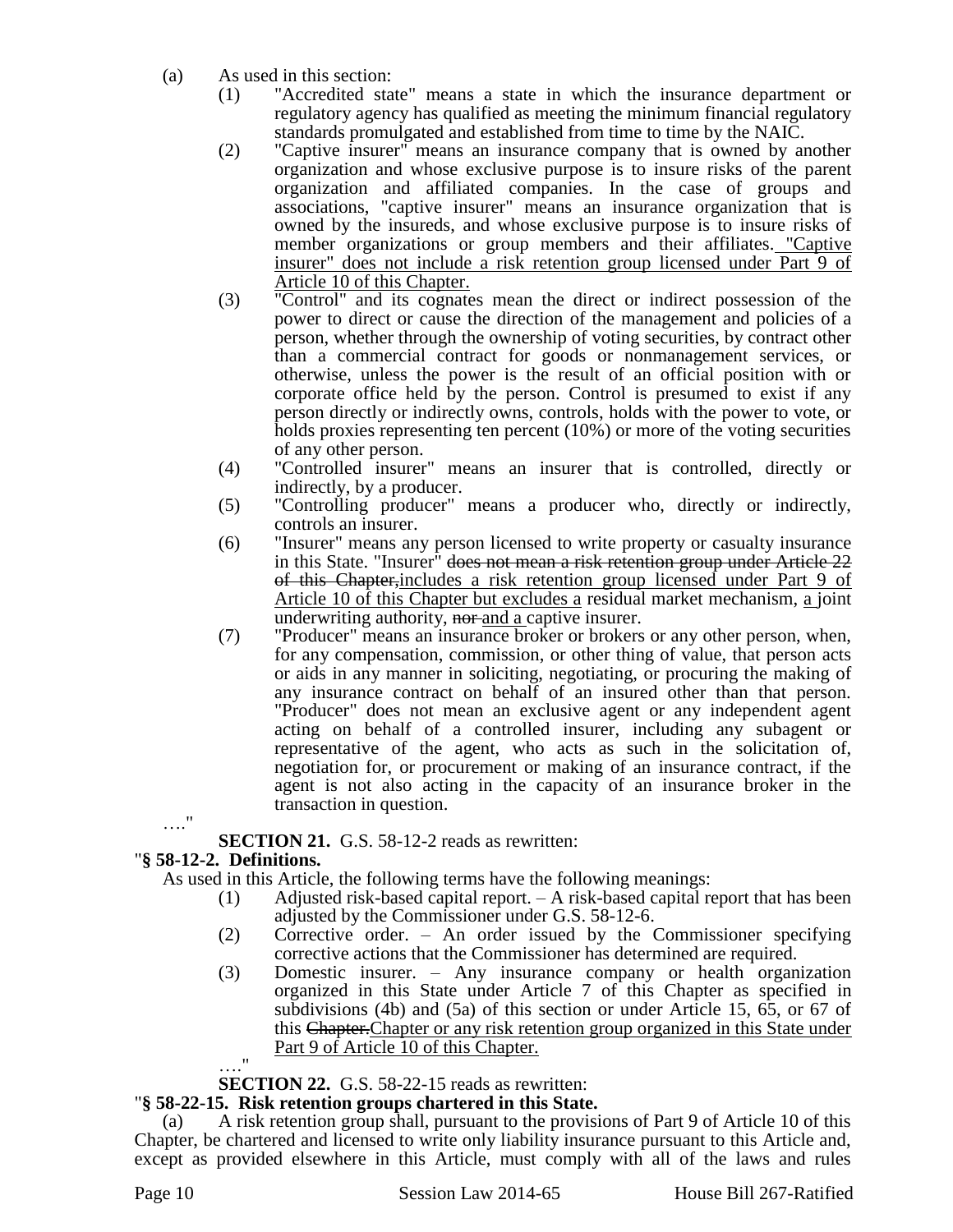(a) As used in this section:

(1) "Accredited state" means a state in which the insurance department or regulatory agency has qualified as meeting the minimum financial regulatory standards promulgated and established from time to time by the NAIC.

(2) "Captive insurer" means an insurance company that is owned by another organization and whose exclusive purpose is to insure risks of the parent organization and affiliated companies. In the case of groups and associations, "captive insurer" means an insurance organization that is owned by the insureds, and whose exclusive purpose is to insure risks of member organizations or group members and their affiliates. "Captive insurer" does not include a risk retention group licensed under Part 9 of Article 10 of this Chapter.

(3) "Control" and its cognates mean the direct or indirect possession of the power to direct or cause the direction of the management and policies of a person, whether through the ownership of voting securities, by contract other than a commercial contract for goods or nonmanagement services, or otherwise, unless the power is the result of an official position with or corporate office held by the person. Control is presumed to exist if any person directly or indirectly owns, controls, holds with the power to vote, or holds proxies representing ten percent (10%) or more of the voting securities of any other person.

(4) "Controlled insurer" means an insurer that is controlled, directly or indirectly, by a producer.

(5) "Controlling producer" means a producer who, directly or indirectly, controls an insurer.

(6) "Insurer" means any person licensed to write property or casualty insurance in this State. "Insurer" ~~does not mean a risk retention group under Article 22 of this Chapter,~~includes a risk retention group licensed under Part 9 of Article 10 of this Chapter but excludes a residual market mechanism, a joint underwriting authority, ~~nor~~ and a captive insurer.

(7) "Producer" means an insurance broker or brokers or any other person, when, for any compensation, commission, or other thing of value, that person acts or aids in any manner in soliciting, negotiating, or procuring the making of any insurance contract on behalf of an insured other than that person. "Producer" does not mean an exclusive agent or any independent agent acting on behalf of a controlled insurer, including any subagent or representative of the agent, who acts as such in the solicitation of, negotiation for, or procurement or making of an insurance contract, if the agent is not also acting in the capacity of an insurance broker in the transaction in question.

…."

**SECTION 21.** G.S. 58-12-2 reads as rewritten:

"**§ 58-12-2. Definitions.**

As used in this Article, the following terms have the following meanings:

(1) Adjusted risk-based capital report. – A risk-based capital report that has been adjusted by the Commissioner under G.S. 58-12-6.

(2) Corrective order. – An order issued by the Commissioner specifying corrective actions that the Commissioner has determined are required.

(3) Domestic insurer. – Any insurance company or health organization organized in this State under Article 7 of this Chapter as specified in subdivisions (4b) and (5a) of this section or under Article 15, 65, or 67 of this ~~Chapter.~~Chapter or any risk retention group organized in this State under Part 9 of Article 10 of this Chapter.

…."

**SECTION 22.** G.S. 58-22-15 reads as rewritten:

"**§ 58-22-15. Risk retention groups chartered in this State.**

(a) A risk retention group shall, pursuant to the provisions of Part 9 of Article 10 of this Chapter, be chartered and licensed to write only liability insurance pursuant to this Article and, except as provided elsewhere in this Article, must comply with all of the laws and rules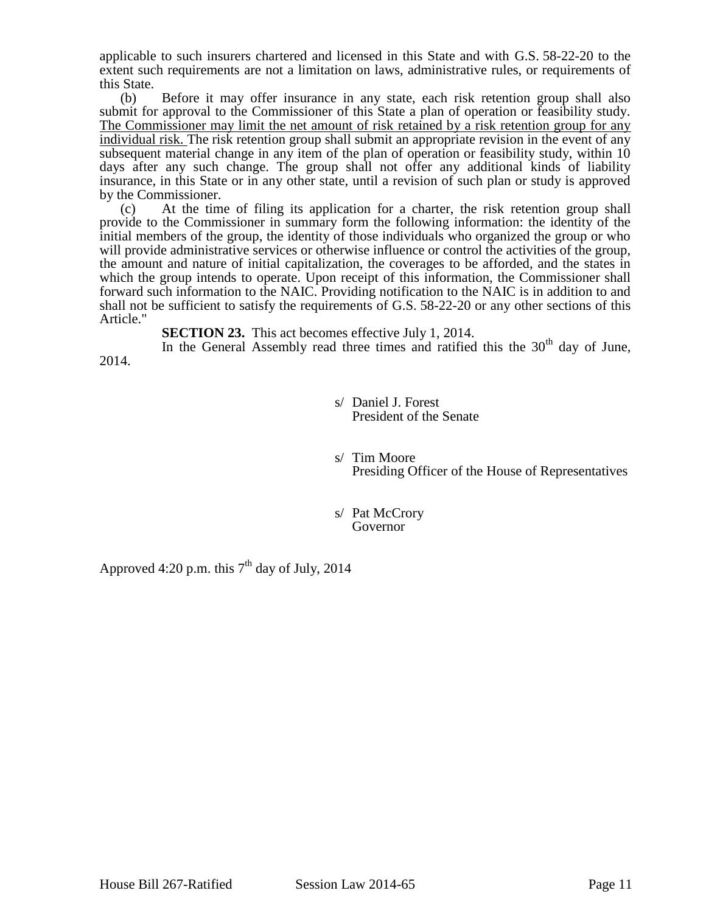applicable to such insurers chartered and licensed in this State and with G.S. 58-22-20 to the extent such requirements are not a limitation on laws, administrative rules, or requirements of this State.

(b) Before it may offer insurance in any state, each risk retention group shall also submit for approval to the Commissioner of this State a plan of operation or feasibility study. The Commissioner may limit the net amount of risk retained by a risk retention group for any individual risk. The risk retention group shall submit an appropriate revision in the event of any subsequent material change in any item of the plan of operation or feasibility study, within 10 days after any such change. The group shall not offer any additional kinds of liability insurance, in this State or in any other state, until a revision of such plan or study is approved by the Commissioner.

(c) At the time of filing its application for a charter, the risk retention group shall provide to the Commissioner in summary form the following information: the identity of the initial members of the group, the identity of those individuals who organized the group or who will provide administrative services or otherwise influence or control the activities of the group, the amount and nature of initial capitalization, the coverages to be afforded, and the states in which the group intends to operate. Upon receipt of this information, the Commissioner shall forward such information to the NAIC. Providing notification to the NAIC is in addition to and shall not be sufficient to satisfy the requirements of G.S. 58-22-20 or any other sections of this Article."

**SECTION 23.** This act becomes effective July 1, 2014.

In the General Assembly read three times and ratified this the 30th day of June, 2014.

s/ Daniel J. Forest
President of the Senate

s/ Tim Moore
Presiding Officer of the House of Representatives

s/ Pat McCrory
Governor

Approved 4:20 p.m. this 7th day of July, 2014